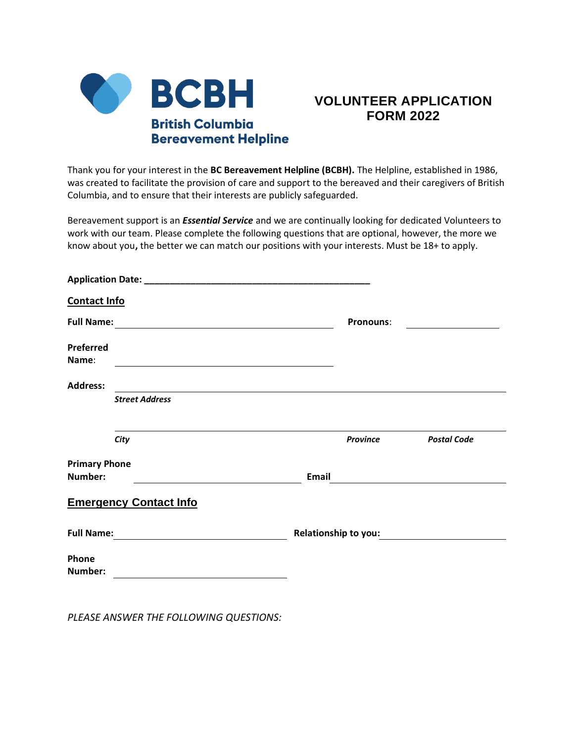**BCBH**

**British Columbia Bereavement Helpline**

# VOLUNTEER APPLICATION FORM 2022

Thank you for your interest in the **BC Bereavement Helpline (BCBH).** The Helpline, established in 1986, was created to facilitate the provision of care and support to the bereaved and their caregivers of British Columbia, and to ensure that their interests are publicly safeguarded.

Bereavement support is an ***Essential Service*** and we are continually looking for dedicated Volunteers to work with our team. Please complete the following questions that are optional, however, the more we know about you**,** the better we can match our positions with your interests. Must be 18+ to apply.

**Application Date: ___________________________________________**

## Contact Info

**Full Name:** ___________________________________________ **Pronouns**: ___________________

**Preferred Name**: ___________________________________________

**Address:** ___________________________________________________________________________

***Street Address***

___________________________________________________________________________

***City*** ***Province*** ***Postal Code***

**Primary Phone Number:** _________________________________ **Email** _________________________________

## Emergency Contact Info

**Full Name:** _________________________________ **Relationship to you:** _________________________

**Phone Number:** _________________________________

*PLEASE ANSWER THE FOLLOWING QUESTIONS:*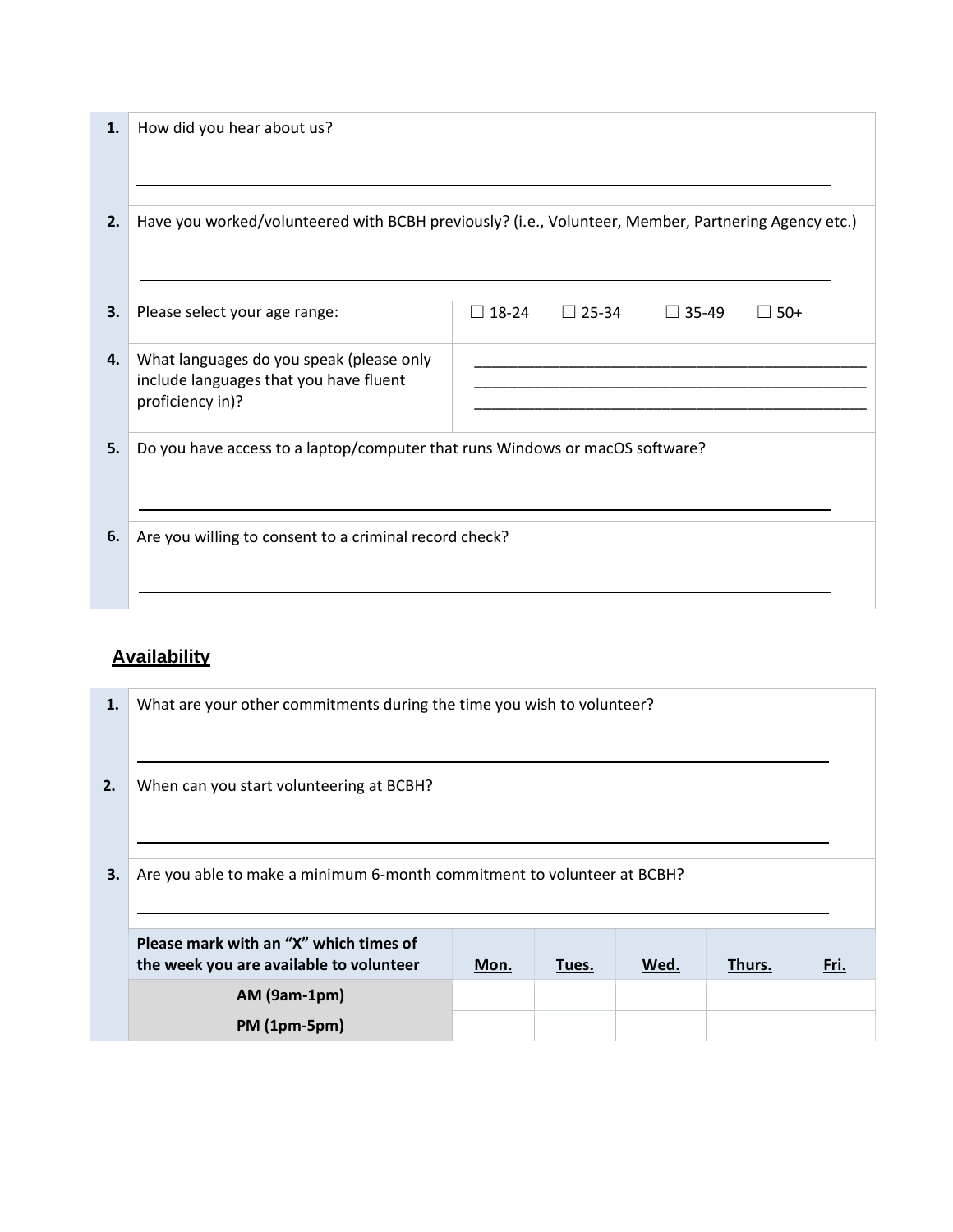1. How did you hear about us?

_______________________________________________________________________________

2. Have you worked/volunteered with BCBH previously? (i.e., Volunteer, Member, Partnering Agency etc.)

_______________________________________________________________________________

3. Please select your age range: ☐ 18-24 ☐ 25-34 ☐ 35-49 ☐ 50+

4. What languages do you speak (please only include languages that you have fluent proficiency in)?

_______________________________________________
_______________________________________________
_______________________________________________

5. Do you have access to a laptop/computer that runs Windows or macOS software?

_______________________________________________________________________________

6. Are you willing to consent to a criminal record check?

_______________________________________________________________________________

## Availability

1. What are your other commitments during the time you wish to volunteer?

_______________________________________________________________________________

2. When can you start volunteering at BCBH?

_______________________________________________________________________________

3. Are you able to make a minimum 6-month commitment to volunteer at BCBH?

_______________________________________________________________________________

| Please mark with an "X" which times of the week you are available to volunteer | Mon. | Tues. | Wed. | Thurs. | Fri. |
|---|---|---|---|---|---|
| AM (9am-1pm) | | | | | |
| PM (1pm-5pm) | | | | | |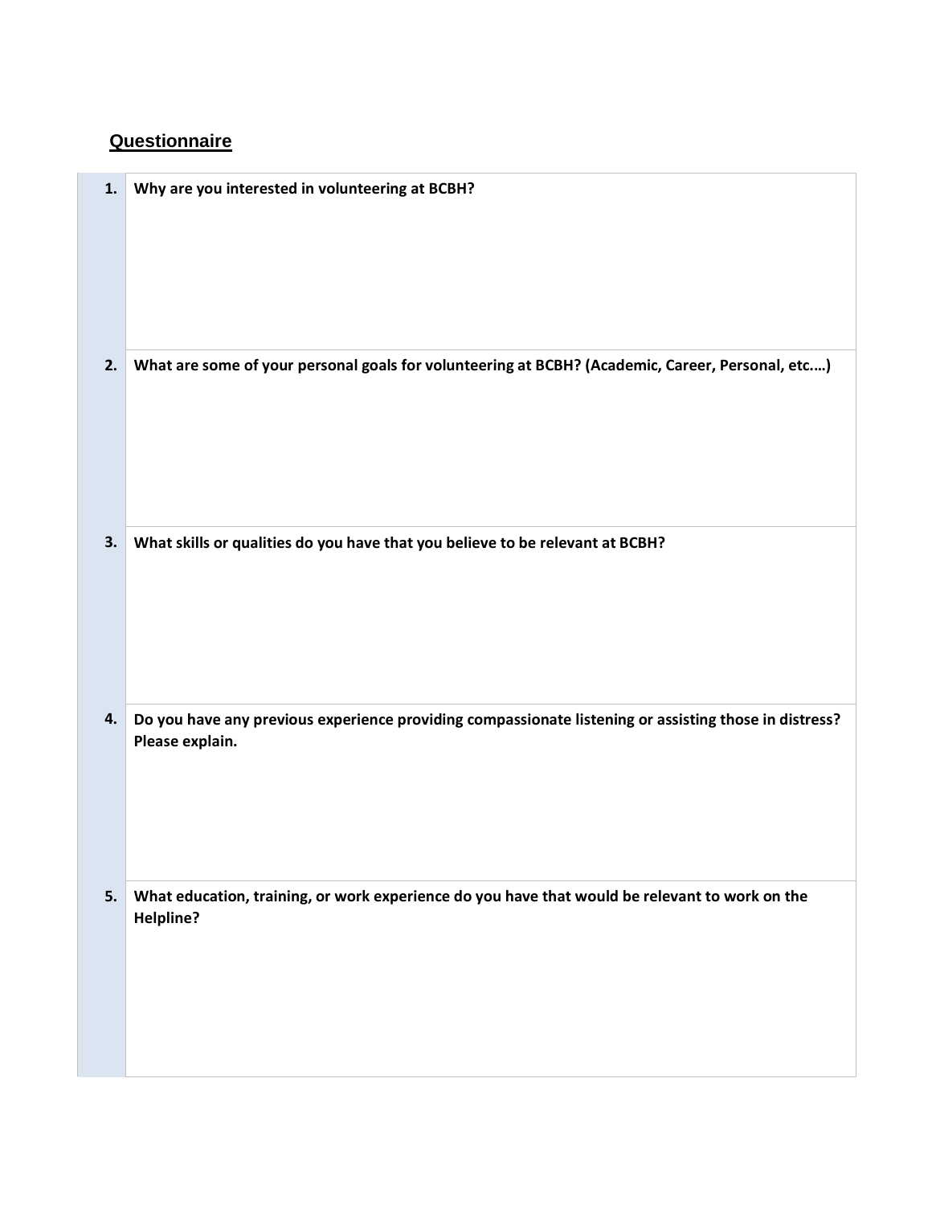## Questionnaire

| | |
|---|---|
| **1.** | **Why are you interested in volunteering at BCBH?** |
| **2.** | **What are some of your personal goals for volunteering at BCBH? (Academic, Career, Personal, etc.…)** |
| **3.** | **What skills or qualities do you have that you believe to be relevant at BCBH?** |
| **4.** | **Do you have any previous experience providing compassionate listening or assisting those in distress? Please explain.** |
| **5.** | **What education, training, or work experience do you have that would be relevant to work on the Helpline?** |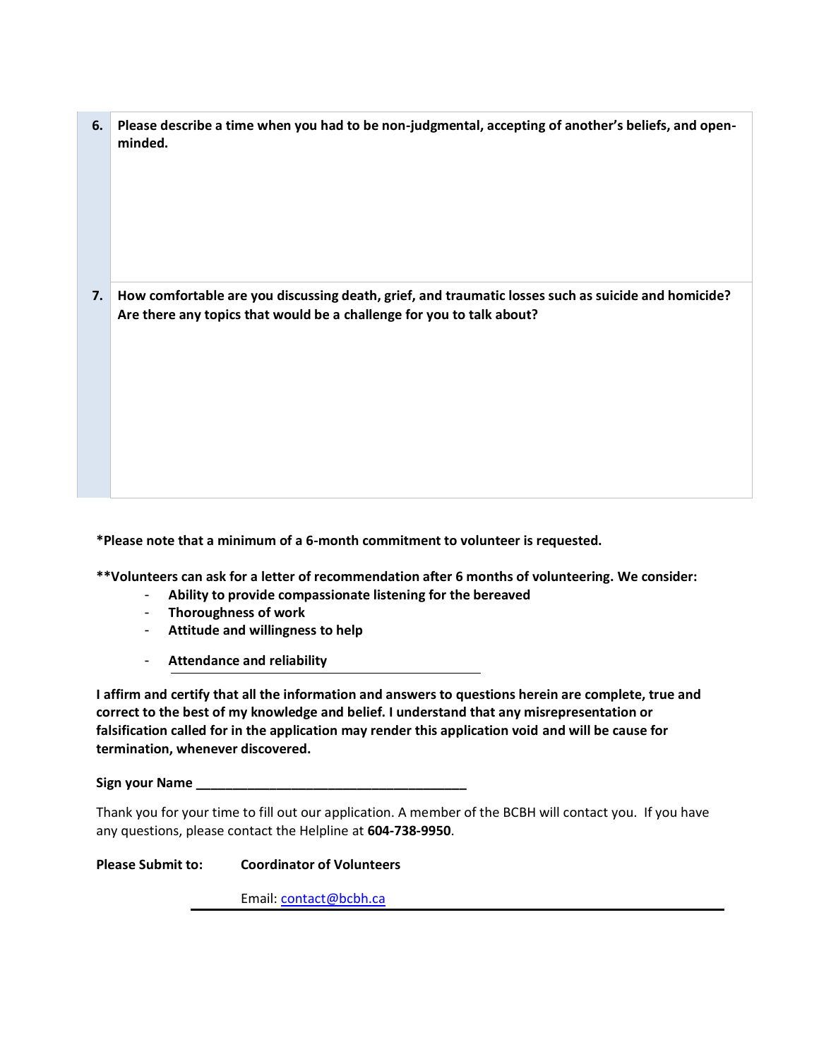| | |
|---|---|
| **6.** | **Please describe a time when you had to be non-judgmental, accepting of another's beliefs, and open-minded.** |
| **7.** | **How comfortable are you discussing death, grief, and traumatic losses such as suicide and homicide? Are there any topics that would be a challenge for you to talk about?** |

**\*Please note that a minimum of a 6-month commitment to volunteer is requested.**

**\*\*Volunteers can ask for a letter of recommendation after 6 months of volunteering. We consider:**

- **Ability to provide compassionate listening for the bereaved**
- **Thoroughness of work**
- **Attitude and willingness to help**
- **Attendance and reliability**

**I affirm and certify that all the information and answers to questions herein are complete, true and correct to the best of my knowledge and belief. I understand that any misrepresentation or falsification called for in the application may render this application void and will be cause for termination, whenever discovered.**

**Sign your Name _____________________________________**

Thank you for your time to fill out our application. A member of the BCBH will contact you. If you have any questions, please contact the Helpline at **604-738-9950**.

**Please Submit to:** **Coordinator of Volunteers**

Email: contact@bcbh.ca